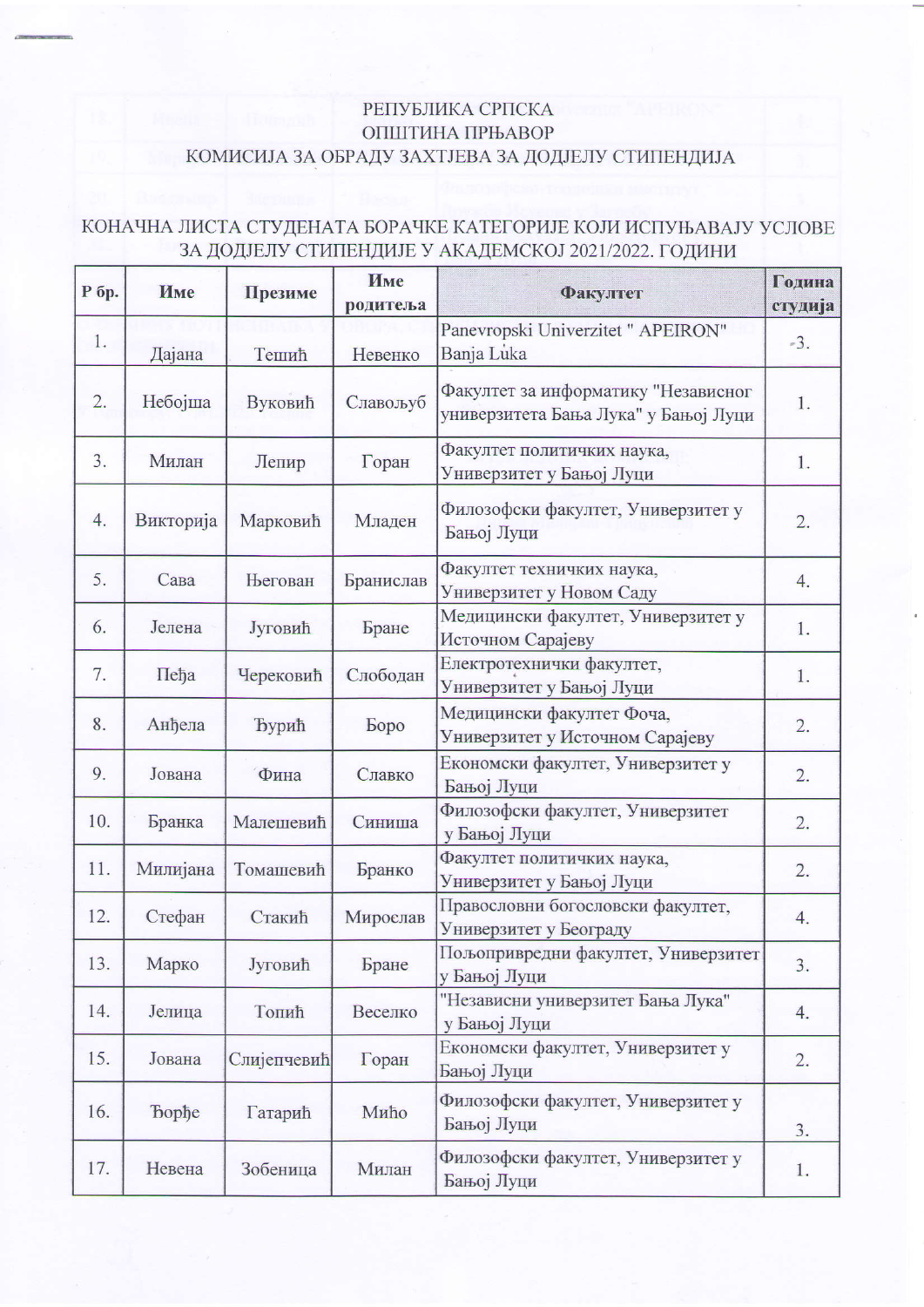РЕПУБЛИКА СРПСКА
ОПШТИНА ПРЊАВОР
КОМИСИЈА ЗА ОБРАДУ ЗАХТЈЕВА ЗА ДОДЈЕЛУ СТИПЕНДИЈА

## КОНАЧНА ЛИСТА СТУДЕНАТА БОРАЧКЕ КАТЕГОРИЈЕ КОЈИ ИСПУЊАВАЈУ УСЛОВЕ ЗА ДОДЈЕЛУ СТИПЕНДИЈЕ У АКАДЕМСКОЈ 2021/2022. ГОДИНИ

| Р бр. | Име | Презиме | Име родитеља | Факултет | Година студија |
|---|---|---|---|---|---|
| 1. | Дајана | Тешић | Невенко | Panevropski Univerzitet " APEIRON" Banja Luka | 3. |
| 2. | Небојша | Вуковић | Славољуб | Факултет за информатику "Независног универзитета Бања Лука" у Бањој Луци | 1. |
| 3. | Милан | Лепир | Горан | Факултет политичких наука, Универзитет у Бањој Луци | 1. |
| 4. | Викторија | Марковић | Младен | Филозофски факултет, Универзитет у Бањој Луци | 2. |
| 5. | Сава | Његован | Бранислав | Факултет техничких наука, Универзитет у Новом Саду | 4. |
| 6. | Јелена | Југовић | Бране | Медицински факултет, Универзитет у Источном Сарајеву | 1. |
| 7. | Пеђа | Черековић | Слободан | Електротехнички факултет, Универзитет у Бањој Луци | 1. |
| 8. | Анђела | Ђурић | Боро | Медицински факултет Фоча, Универзитет у Источном Сарајеву | 2. |
| 9. | Јована | Фина | Славко | Економски факултет, Универзитет у Бањој Луци | 2. |
| 10. | Бранка | Малешевић | Синиша | Филозофски факултет, Универзитет у Бањој Луци | 2. |
| 11. | Милијана | Томашевић | Бранко | Факултет политичких наука, Универзитет у Бањој Луци | 2. |
| 12. | Стефан | Стакић | Мирослав | Православни богословски факултет, Универзитет у Београду | 4. |
| 13. | Марко | Југовић | Бране | Пољопривредни факултет, Универзитет у Бањој Луци | 3. |
| 14. | Јелица | Топић | Веселко | "Независни универзитет Бања Лука" у Бањој Луци | 4. |
| 15. | Јована | Слијепчевић | Горан | Економски факултет, Универзитет у Бањој Луци | 2. |
| 16. | Ђорђе | Гатарић | Мићо | Филозофски факултет, Универзитет у Бањој Луци | 3. |
| 17. | Невена | Зобеница | Милан | Филозофски факултет, Универзитет у Бањој Луци | 1. |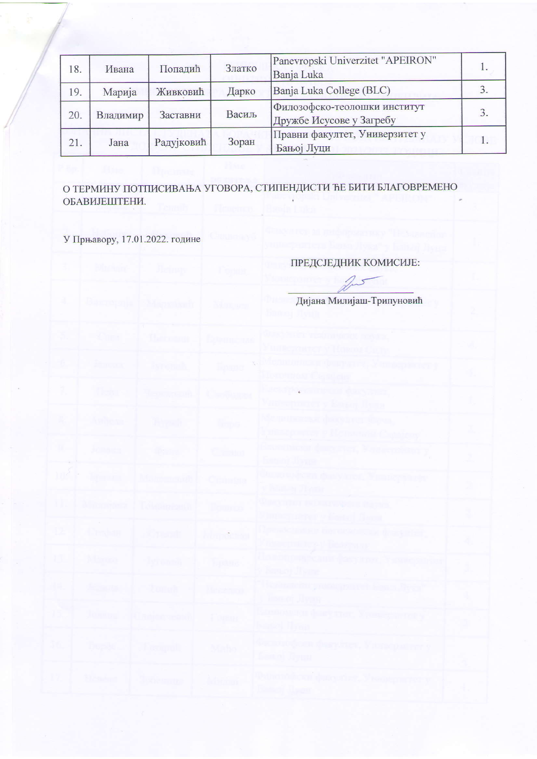| | | | | | |
|---|---|---|---|---|---|
| 18. | Ивана | Попадић | Златко | Panevropski Univerzitet "APEIRON" Banja Luka | 1. |
| 19. | Марија | Живковић | Дарко | Banja Luka College (BLC) | 3. |
| 20. | Владимир | Заставни | Васиљ | Филозофско-теолошки институт Дружбе Исусове у Загребу | 3. |
| 21. | Јана | Радујковић | Зоран | Правни факултет, Универзитет у Бањој Луци | 1. |

О ТЕРМИНУ ПОТПИСИВАЊА УГОВОРА, СТИПЕНДИСТИ ЋЕ БИТИ БЛАГОВРЕМЕНО ОБАВИЈЕШТЕНИ.

У Прњавору, 17.01.2022. године

ПРЕДСЈЕДНИК КОМИСИЈЕ:

Дијана Милијаш-Трипуновић